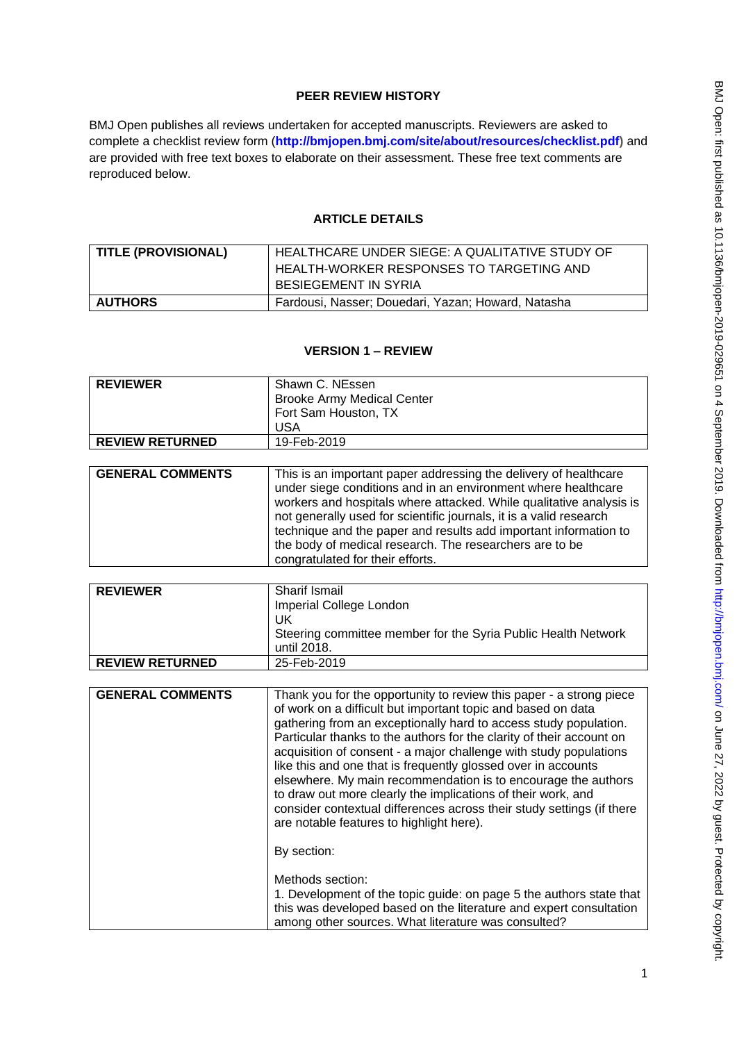## PEER REVIEW HISTORY

BMJ Open publishes all reviews undertaken for accepted manuscripts. Reviewers are asked to complete a checklist review form (**http://bmjopen.bmj.com/site/about/resources/checklist.pdf**) and are provided with free text boxes to elaborate on their assessment. These free text comments are reproduced below.

## ARTICLE DETAILS

| | |
|---|---|
| **TITLE (PROVISIONAL)** | HEALTHCARE UNDER SIEGE: A QUALITATIVE STUDY OF HEALTH-WORKER RESPONSES TO TARGETING AND BESIEGEMENT IN SYRIA |
| **AUTHORS** | Fardousi, Nasser; Douedari, Yazan; Howard, Natasha |

## VERSION 1 – REVIEW

| | |
|---|---|
| **REVIEWER** | Shawn C. NEssen<br>Brooke Army Medical Center<br>Fort Sam Houston, TX<br>USA |
| **REVIEW RETURNED** | 19-Feb-2019 |

| | |
|---|---|
| **GENERAL COMMENTS** | This is an important paper addressing the delivery of healthcare under siege conditions and in an environment where healthcare workers and hospitals where attacked. While qualitative analysis is not generally used for scientific journals, it is a valid research technique and the paper and results add important information to the body of medical research. The researchers are to be congratulated for their efforts. |

| | |
|---|---|
| **REVIEWER** | Sharif Ismail<br>Imperial College London<br>UK<br>Steering committee member for the Syria Public Health Network until 2018. |
| **REVIEW RETURNED** | 25-Feb-2019 |

| | |
|---|---|
| **GENERAL COMMENTS** | Thank you for the opportunity to review this paper - a strong piece of work on a difficult but important topic and based on data gathering from an exceptionally hard to access study population. Particular thanks to the authors for the clarity of their account on acquisition of consent - a major challenge with study populations like this and one that is frequently glossed over in accounts elsewhere. My main recommendation is to encourage the authors to draw out more clearly the implications of their work, and consider contextual differences across their study settings (if there are notable features to highlight here).<br><br>By section:<br><br>Methods section:<br>1. Development of the topic guide: on page 5 the authors state that this was developed based on the literature and expert consultation among other sources. What literature was consulted? |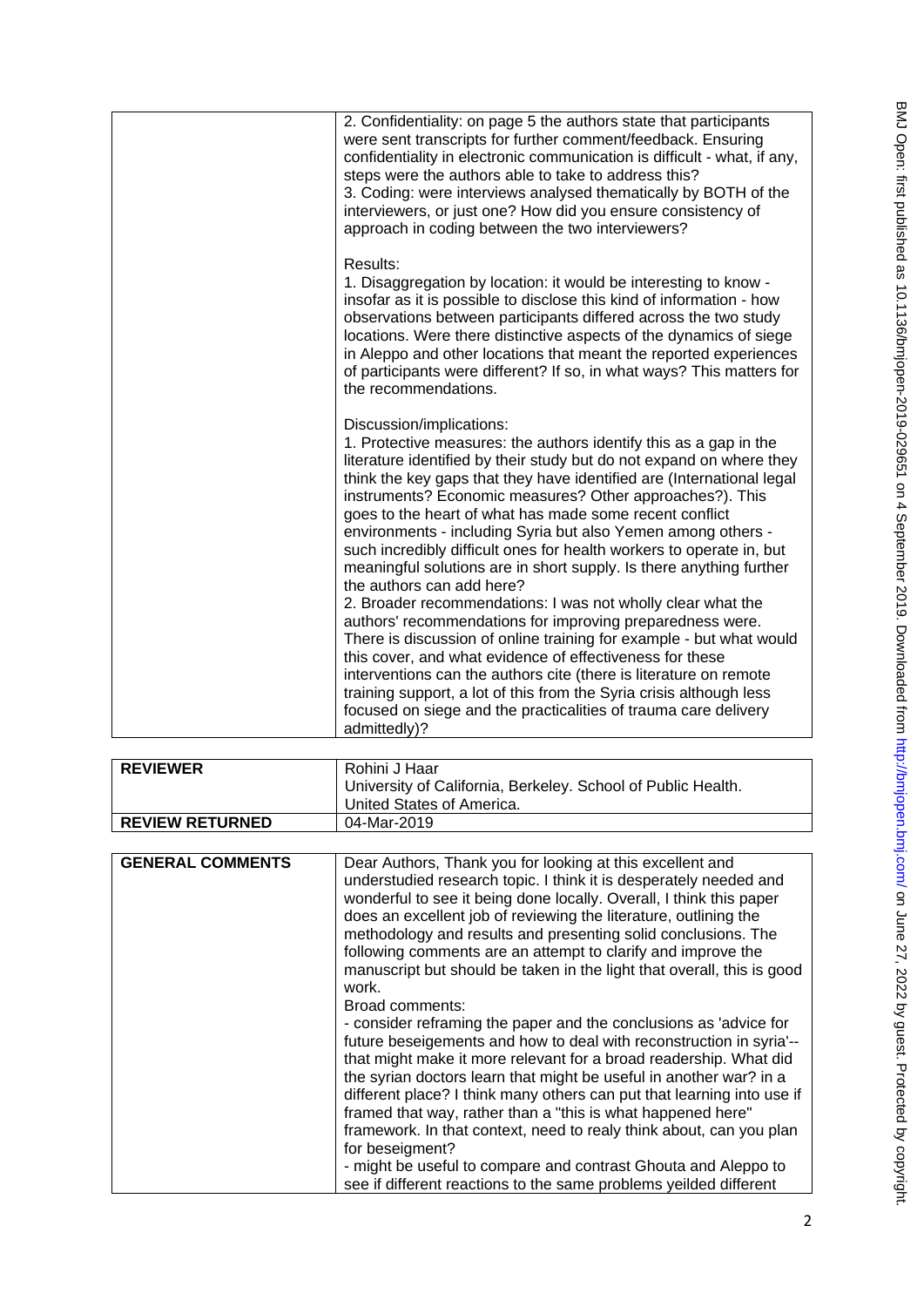| | |
|---|---|
| | 2. Confidentiality: on page 5 the authors state that participants were sent transcripts for further comment/feedback. Ensuring confidentiality in electronic communication is difficult - what, if any, steps were the authors able to take to address this?<br>3. Coding: were interviews analysed thematically by BOTH of the interviewers, or just one? How did you ensure consistency of approach in coding between the two interviewers?<br><br>Results:<br>1. Disaggregation by location: it would be interesting to know - insofar as it is possible to disclose this kind of information - how observations between participants differed across the two study locations. Were there distinctive aspects of the dynamics of siege in Aleppo and other locations that meant the reported experiences of participants were different? If so, in what ways? This matters for the recommendations.<br><br>Discussion/implications:<br>1. Protective measures: the authors identify this as a gap in the literature identified by their study but do not expand on where they think the key gaps that they have identified are (International legal instruments? Economic measures? Other approaches?). This goes to the heart of what has made some recent conflict environments - including Syria but also Yemen among others - such incredibly difficult ones for health workers to operate in, but meaningful solutions are in short supply. Is there anything further the authors can add here?<br>2. Broader recommendations: I was not wholly clear what the authors' recommendations for improving preparedness were. There is discussion of online training for example - but what would this cover, and what evidence of effectiveness for these interventions can the authors cite (there is literature on remote training support, a lot of this from the Syria crisis although less focused on siege and the practicalities of trauma care delivery admittedly)? |

| | |
|---|---|
| **REVIEWER** | Rohini J Haar<br>University of California, Berkeley. School of Public Health.<br>United States of America. |
| **REVIEW RETURNED** | 04-Mar-2019 |

| | |
|---|---|
| **GENERAL COMMENTS** | Dear Authors, Thank you for looking at this excellent and understudied research topic. I think it is desperately needed and wonderful to see it being done locally. Overall, I think this paper does an excellent job of reviewing the literature, outlining the methodology and results and presenting solid conclusions. The following comments are an attempt to clarify and improve the manuscript but should be taken in the light that overall, this is good work.<br>Broad comments:<br>- consider reframing the paper and the conclusions as 'advice for future beseigements and how to deal with reconstruction in syria'-- that might make it more relevant for a broad readership. What did the syrian doctors learn that might be useful in another war? in a different place? I think many others can put that learning into use if framed that way, rather than a "this is what happened here" framework. In that context, need to realy think about, can you plan for beseigment?<br>- might be useful to compare and contrast Ghouta and Aleppo to see if different reactions to the same problems yeilded different |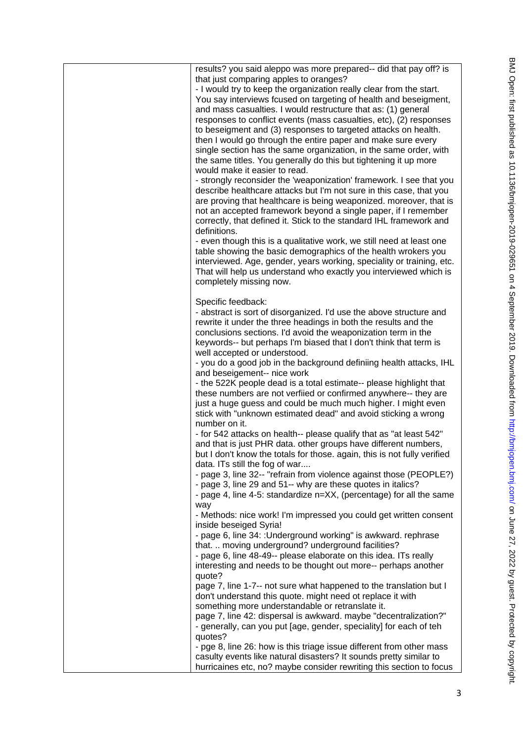results? you said aleppo was more prepared-- did that pay off? is that just comparing apples to oranges?

- I would try to keep the organization really clear from the start. You say interviews fcused on targeting of health and beseigment, and mass casualties. I would restructure that as: (1) general responses to conflict events (mass casualties, etc), (2) responses to beseigment and (3) responses to targeted attacks on health. then I would go through the entire paper and make sure every single section has the same organization, in the same order, with the same titles. You generally do this but tightening it up more would make it easier to read.
- strongly reconsider the 'weaponization' framework. I see that you describe healthcare attacks but I'm not sure in this case, that you are proving that healthcare is being weaponized. moreover, that is not an accepted framework beyond a single paper, if I remember correctly, that defined it. Stick to the standard IHL framework and definitions.
- even though this is a qualitative work, we still need at least one table showing the basic demographics of the health wrokers you interviewed. Age, gender, years working, speciality or training, etc. That will help us understand who exactly you interviewed which is completely missing now.

Specific feedback:

- abstract is sort of disorganized. I'd use the above structure and rewrite it under the three headings in both the results and the conclusions sections. I'd avoid the weaponization term in the keywords-- but perhaps I'm biased that I don't think that term is well accepted or understood.
- you do a good job in the background definiing health attacks, IHL and beseigement-- nice work
- the 522K people dead is a total estimate-- please highlight that these numbers are not verfiied or confirmed anywhere-- they are just a huge guess and could be much much higher. I might even stick with "unknown estimated dead" and avoid sticking a wrong number on it.
- for 542 attacks on health-- please qualify that as "at least 542" and that is just PHR data. other groups have different numbers, but I don't know the totals for those. again, this is not fully verified data. ITs still the fog of war....
- page 3, line 32-- "refrain from violence against those (PEOPLE?)
- page 3, line 29 and 51-- why are these quotes in italics?
- page 4, line 4-5: standardize n=XX, (percentage) for all the same way
- Methods: nice work! I'm impressed you could get written consent inside beseiged Syria!
- page 6, line 34: :Underground working" is awkward. rephrase that. .. moving underground? underground facilities?
- page 6, line 48-49-- please elaborate on this idea. ITs really interesting and needs to be thought out more-- perhaps another quote?

page 7, line 1-7-- not sure what happened to the translation but I don't understand this quote. might need ot replace it with something more understandable or retranslate it.

page 7, line 42: dispersal is awkward. maybe "decentralization?"

- generally, can you put [age, gender, speciality] for each of teh quotes?
- pge 8, line 26: how is this triage issue different from other mass casulty events like natural disasters? It sounds pretty similar to hurricaines etc, no? maybe consider rewriting this section to focus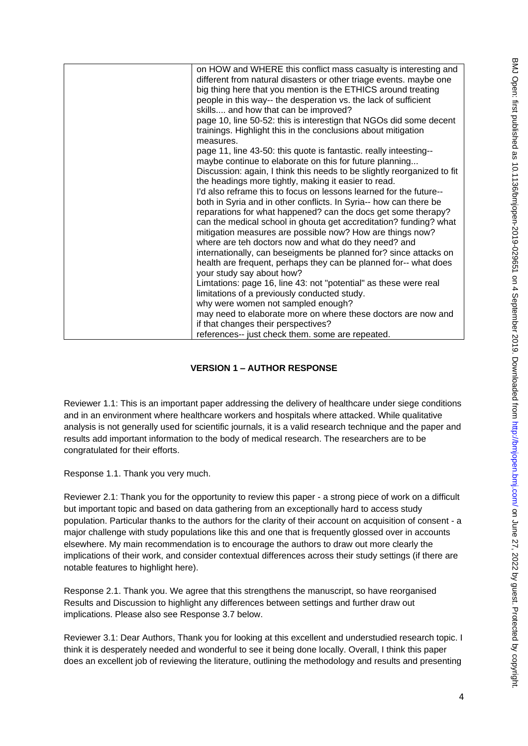| | on HOW and WHERE this conflict mass casualty is interesting and different from natural disasters or other triage events. maybe one big thing here that you mention is the ETHICS around treating people in this way-- the desperation vs. the lack of sufficient skills.... and how that can be improved?<br>page 10, line 50-52: this is interestign that NGOs did some decent trainings. Highlight this in the conclusions about mitigation measures.<br>page 11, line 43-50: this quote is fantastic. really inteesting-- maybe continue to elaborate on this for future planning...<br>Discussion: again, I think this needs to be slightly reorganized to fit the headings more tightly, making it easier to read.<br>I'd also reframe this to focus on lessons learned for the future-- both in Syria and in other conflicts. In Syria-- how can there be reparations for what happened? can the docs get some therapy? can the medical school in ghouta get accreditation? funding? what mitigation measures are possible now? How are things now? where are teh doctors now and what do they need? and internationally, can beseigments be planned for? since attacks on health are frequent, perhaps they can be planned for-- what does your study say about how?<br>Limtations: page 16, line 43: not "potential" as these were real limitations of a previously conducted study.<br>why were women not sampled enough?<br>may need to elaborate more on where these doctors are now and if that changes their perspectives?<br>references-- just check them. some are repeated. |
|---|---|

## VERSION 1 – AUTHOR RESPONSE

Reviewer 1.1: This is an important paper addressing the delivery of healthcare under siege conditions and in an environment where healthcare workers and hospitals where attacked. While qualitative analysis is not generally used for scientific journals, it is a valid research technique and the paper and results add important information to the body of medical research. The researchers are to be congratulated for their efforts.

Response 1.1. Thank you very much.

Reviewer 2.1: Thank you for the opportunity to review this paper - a strong piece of work on a difficult but important topic and based on data gathering from an exceptionally hard to access study population. Particular thanks to the authors for the clarity of their account on acquisition of consent - a major challenge with study populations like this and one that is frequently glossed over in accounts elsewhere. My main recommendation is to encourage the authors to draw out more clearly the implications of their work, and consider contextual differences across their study settings (if there are notable features to highlight here).

Response 2.1. Thank you. We agree that this strengthens the manuscript, so have reorganised Results and Discussion to highlight any differences between settings and further draw out implications. Please also see Response 3.7 below.

Reviewer 3.1: Dear Authors, Thank you for looking at this excellent and understudied research topic. I think it is desperately needed and wonderful to see it being done locally. Overall, I think this paper does an excellent job of reviewing the literature, outlining the methodology and results and presenting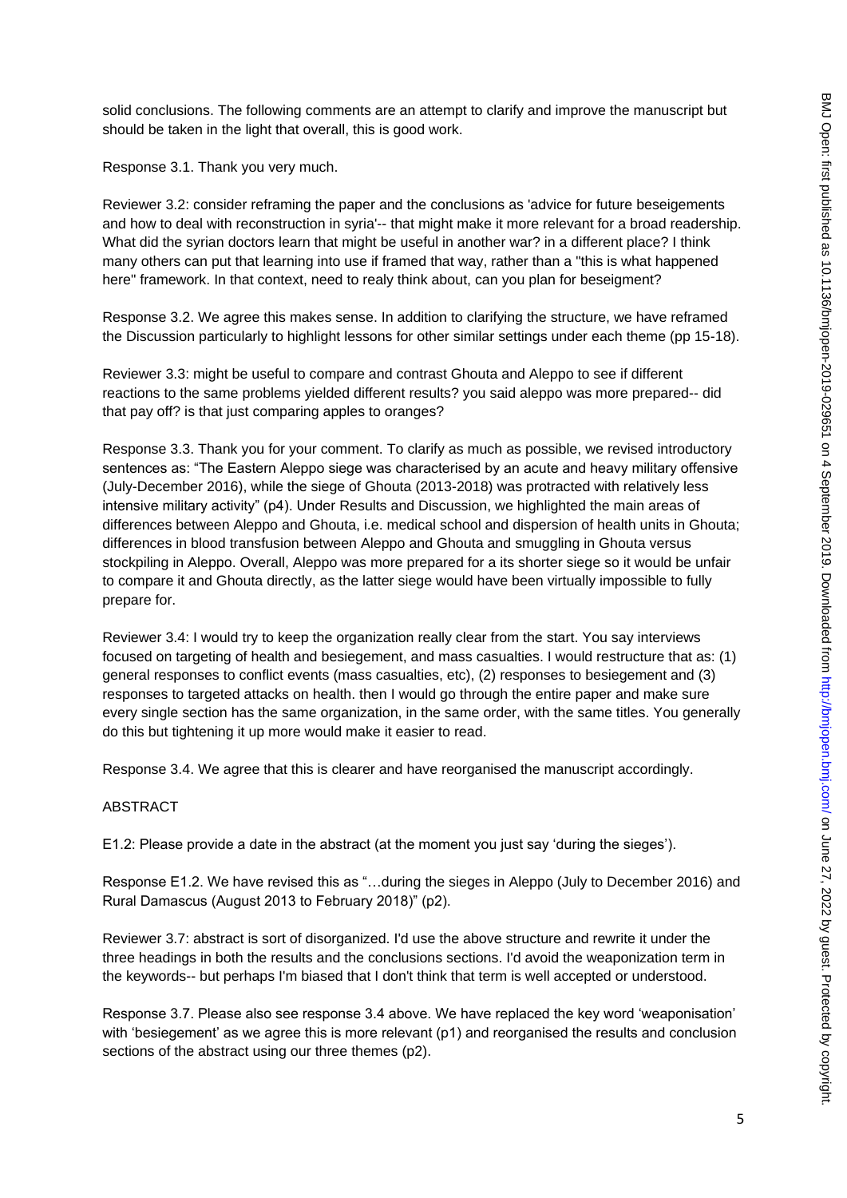solid conclusions. The following comments are an attempt to clarify and improve the manuscript but should be taken in the light that overall, this is good work.

Response 3.1. Thank you very much.

Reviewer 3.2: consider reframing the paper and the conclusions as 'advice for future beseigements and how to deal with reconstruction in syria'-- that might make it more relevant for a broad readership. What did the syrian doctors learn that might be useful in another war? in a different place? I think many others can put that learning into use if framed that way, rather than a "this is what happened here" framework. In that context, need to realy think about, can you plan for beseigment?

Response 3.2. We agree this makes sense. In addition to clarifying the structure, we have reframed the Discussion particularly to highlight lessons for other similar settings under each theme (pp 15-18).

Reviewer 3.3: might be useful to compare and contrast Ghouta and Aleppo to see if different reactions to the same problems yielded different results? you said aleppo was more prepared-- did that pay off? is that just comparing apples to oranges?

Response 3.3. Thank you for your comment. To clarify as much as possible, we revised introductory sentences as: "The Eastern Aleppo siege was characterised by an acute and heavy military offensive (July-December 2016), while the siege of Ghouta (2013-2018) was protracted with relatively less intensive military activity" (p4). Under Results and Discussion, we highlighted the main areas of differences between Aleppo and Ghouta, i.e. medical school and dispersion of health units in Ghouta; differences in blood transfusion between Aleppo and Ghouta and smuggling in Ghouta versus stockpiling in Aleppo. Overall, Aleppo was more prepared for a its shorter siege so it would be unfair to compare it and Ghouta directly, as the latter siege would have been virtually impossible to fully prepare for.

Reviewer 3.4: I would try to keep the organization really clear from the start. You say interviews focused on targeting of health and besiegement, and mass casualties. I would restructure that as: (1) general responses to conflict events (mass casualties, etc), (2) responses to besiegement and (3) responses to targeted attacks on health. then I would go through the entire paper and make sure every single section has the same organization, in the same order, with the same titles. You generally do this but tightening it up more would make it easier to read.

Response 3.4. We agree that this is clearer and have reorganised the manuscript accordingly.

ABSTRACT

E1.2: Please provide a date in the abstract (at the moment you just say 'during the sieges').

Response E1.2. We have revised this as "…during the sieges in Aleppo (July to December 2016) and Rural Damascus (August 2013 to February 2018)" (p2).

Reviewer 3.7: abstract is sort of disorganized. I'd use the above structure and rewrite it under the three headings in both the results and the conclusions sections. I'd avoid the weaponization term in the keywords-- but perhaps I'm biased that I don't think that term is well accepted or understood.

Response 3.7. Please also see response 3.4 above. We have replaced the key word 'weaponisation' with 'besiegement' as we agree this is more relevant (p1) and reorganised the results and conclusion sections of the abstract using our three themes (p2).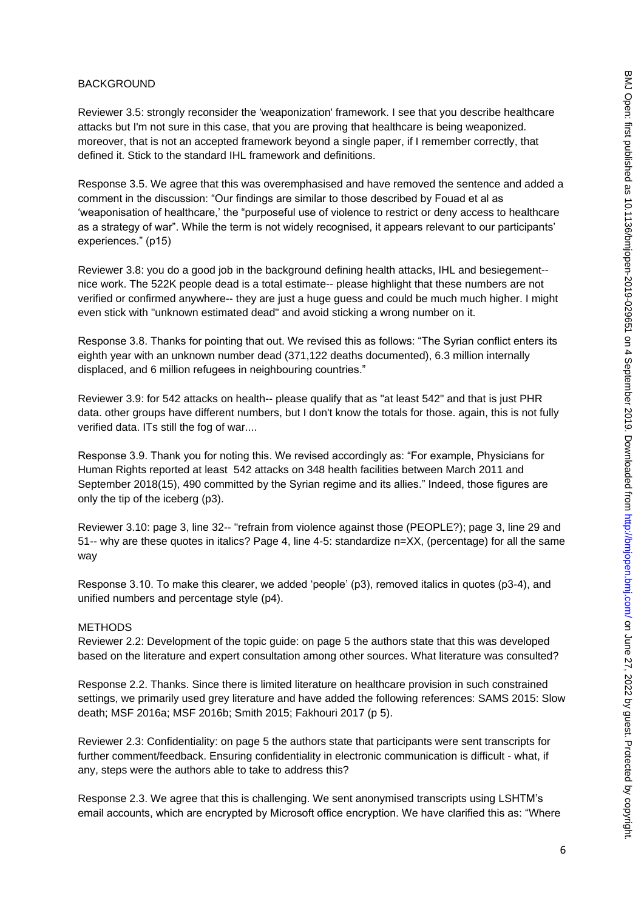BACKGROUND

Reviewer 3.5: strongly reconsider the 'weaponization' framework. I see that you describe healthcare attacks but I'm not sure in this case, that you are proving that healthcare is being weaponized. moreover, that is not an accepted framework beyond a single paper, if I remember correctly, that defined it. Stick to the standard IHL framework and definitions.

Response 3.5. We agree that this was overemphasised and have removed the sentence and added a comment in the discussion: "Our findings are similar to those described by Fouad et al as 'weaponisation of healthcare,' the "purposeful use of violence to restrict or deny access to healthcare as a strategy of war". While the term is not widely recognised, it appears relevant to our participants' experiences." (p15)

Reviewer 3.8: you do a good job in the background defining health attacks, IHL and besiegement-- nice work. The 522K people dead is a total estimate-- please highlight that these numbers are not verified or confirmed anywhere-- they are just a huge guess and could be much much higher. I might even stick with "unknown estimated dead" and avoid sticking a wrong number on it.

Response 3.8. Thanks for pointing that out. We revised this as follows: "The Syrian conflict enters its eighth year with an unknown number dead (371,122 deaths documented), 6.3 million internally displaced, and 6 million refugees in neighbouring countries."

Reviewer 3.9: for 542 attacks on health-- please qualify that as "at least 542" and that is just PHR data. other groups have different numbers, but I don't know the totals for those. again, this is not fully verified data. ITs still the fog of war....

Response 3.9. Thank you for noting this. We revised accordingly as: "For example, Physicians for Human Rights reported at least 542 attacks on 348 health facilities between March 2011 and September 2018(15), 490 committed by the Syrian regime and its allies." Indeed, those figures are only the tip of the iceberg (p3).

Reviewer 3.10: page 3, line 32-- "refrain from violence against those (PEOPLE?); page 3, line 29 and 51-- why are these quotes in italics? Page 4, line 4-5: standardize n=XX, (percentage) for all the same way

Response 3.10. To make this clearer, we added 'people' (p3), removed italics in quotes (p3-4), and unified numbers and percentage style (p4).

METHODS

Reviewer 2.2: Development of the topic guide: on page 5 the authors state that this was developed based on the literature and expert consultation among other sources. What literature was consulted?

Response 2.2. Thanks. Since there is limited literature on healthcare provision in such constrained settings, we primarily used grey literature and have added the following references: SAMS 2015: Slow death; MSF 2016a; MSF 2016b; Smith 2015; Fakhouri 2017 (p 5).

Reviewer 2.3: Confidentiality: on page 5 the authors state that participants were sent transcripts for further comment/feedback. Ensuring confidentiality in electronic communication is difficult - what, if any, steps were the authors able to take to address this?

Response 2.3. We agree that this is challenging. We sent anonymised transcripts using LSHTM's email accounts, which are encrypted by Microsoft office encryption. We have clarified this as: "Where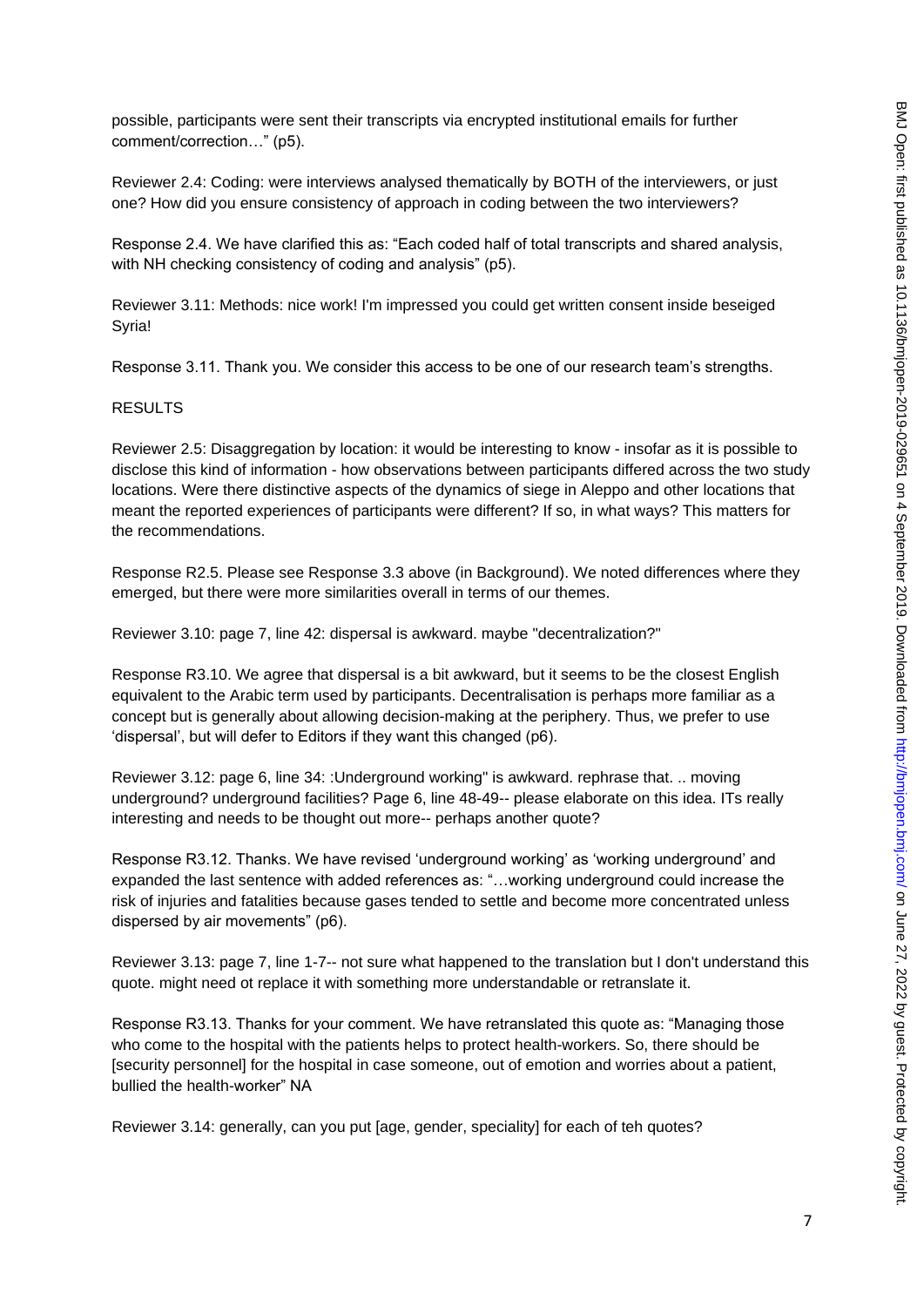possible, participants were sent their transcripts via encrypted institutional emails for further comment/correction…" (p5).

Reviewer 2.4: Coding: were interviews analysed thematically by BOTH of the interviewers, or just one? How did you ensure consistency of approach in coding between the two interviewers?

Response 2.4. We have clarified this as: "Each coded half of total transcripts and shared analysis, with NH checking consistency of coding and analysis" (p5).

Reviewer 3.11: Methods: nice work! I'm impressed you could get written consent inside beseiged Syria!

Response 3.11. Thank you. We consider this access to be one of our research team's strengths.

RESULTS

Reviewer 2.5: Disaggregation by location: it would be interesting to know - insofar as it is possible to disclose this kind of information - how observations between participants differed across the two study locations. Were there distinctive aspects of the dynamics of siege in Aleppo and other locations that meant the reported experiences of participants were different? If so, in what ways? This matters for the recommendations.

Response R2.5. Please see Response 3.3 above (in Background). We noted differences where they emerged, but there were more similarities overall in terms of our themes.

Reviewer 3.10: page 7, line 42: dispersal is awkward. maybe "decentralization?"

Response R3.10. We agree that dispersal is a bit awkward, but it seems to be the closest English equivalent to the Arabic term used by participants. Decentralisation is perhaps more familiar as a concept but is generally about allowing decision-making at the periphery. Thus, we prefer to use 'dispersal', but will defer to Editors if they want this changed (p6).

Reviewer 3.12: page 6, line 34: :Underground working" is awkward. rephrase that. .. moving underground? underground facilities? Page 6, line 48-49-- please elaborate on this idea. ITs really interesting and needs to be thought out more-- perhaps another quote?

Response R3.12. Thanks. We have revised 'underground working' as 'working underground' and expanded the last sentence with added references as: "…working underground could increase the risk of injuries and fatalities because gases tended to settle and become more concentrated unless dispersed by air movements" (p6).

Reviewer 3.13: page 7, line 1-7-- not sure what happened to the translation but I don't understand this quote. might need ot replace it with something more understandable or retranslate it.

Response R3.13. Thanks for your comment. We have retranslated this quote as: "Managing those who come to the hospital with the patients helps to protect health-workers. So, there should be [security personnel] for the hospital in case someone, out of emotion and worries about a patient, bullied the health-worker" NA

Reviewer 3.14: generally, can you put [age, gender, speciality] for each of teh quotes?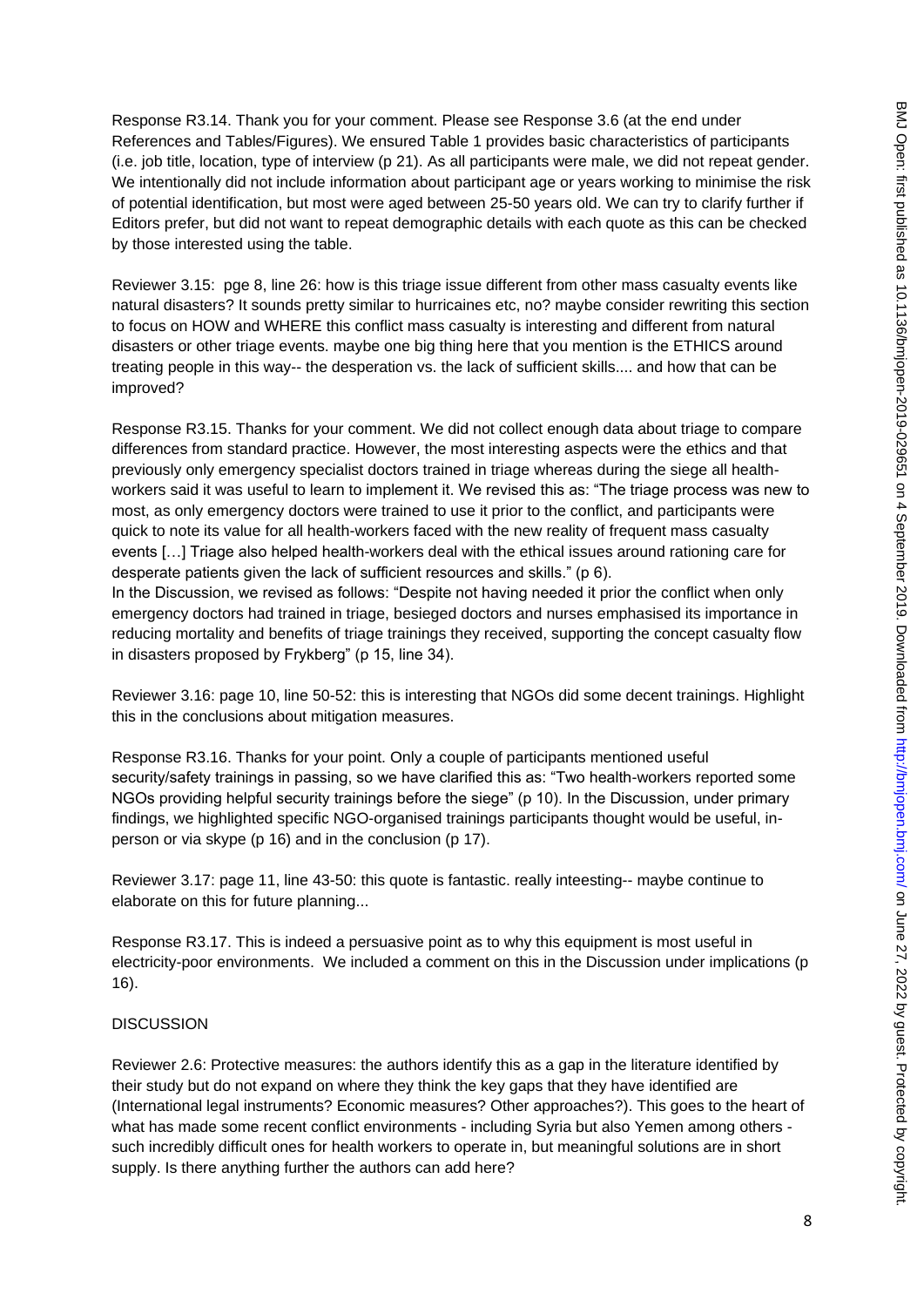Response R3.14. Thank you for your comment. Please see Response 3.6 (at the end under References and Tables/Figures). We ensured Table 1 provides basic characteristics of participants (i.e. job title, location, type of interview (p 21). As all participants were male, we did not repeat gender. We intentionally did not include information about participant age or years working to minimise the risk of potential identification, but most were aged between 25-50 years old. We can try to clarify further if Editors prefer, but did not want to repeat demographic details with each quote as this can be checked by those interested using the table.

Reviewer 3.15: pge 8, line 26: how is this triage issue different from other mass casualty events like natural disasters? It sounds pretty similar to hurricaines etc, no? maybe consider rewriting this section to focus on HOW and WHERE this conflict mass casualty is interesting and different from natural disasters or other triage events. maybe one big thing here that you mention is the ETHICS around treating people in this way-- the desperation vs. the lack of sufficient skills.... and how that can be improved?

Response R3.15. Thanks for your comment. We did not collect enough data about triage to compare differences from standard practice. However, the most interesting aspects were the ethics and that previously only emergency specialist doctors trained in triage whereas during the siege all health-workers said it was useful to learn to implement it. We revised this as: "The triage process was new to most, as only emergency doctors were trained to use it prior to the conflict, and participants were quick to note its value for all health-workers faced with the new reality of frequent mass casualty events […] Triage also helped health-workers deal with the ethical issues around rationing care for desperate patients given the lack of sufficient resources and skills." (p 6).

In the Discussion, we revised as follows: "Despite not having needed it prior the conflict when only emergency doctors had trained in triage, besieged doctors and nurses emphasised its importance in reducing mortality and benefits of triage trainings they received, supporting the concept casualty flow in disasters proposed by Frykberg" (p 15, line 34).

Reviewer 3.16: page 10, line 50-52: this is interesting that NGOs did some decent trainings. Highlight this in the conclusions about mitigation measures.

Response R3.16. Thanks for your point. Only a couple of participants mentioned useful security/safety trainings in passing, so we have clarified this as: "Two health-workers reported some NGOs providing helpful security trainings before the siege" (p 10). In the Discussion, under primary findings, we highlighted specific NGO-organised trainings participants thought would be useful, in-person or via skype (p 16) and in the conclusion (p 17).

Reviewer 3.17: page 11, line 43-50: this quote is fantastic. really inteesting-- maybe continue to elaborate on this for future planning...

Response R3.17. This is indeed a persuasive point as to why this equipment is most useful in electricity-poor environments. We included a comment on this in the Discussion under implications (p 16).

DISCUSSION

Reviewer 2.6: Protective measures: the authors identify this as a gap in the literature identified by their study but do not expand on where they think the key gaps that they have identified are (International legal instruments? Economic measures? Other approaches?). This goes to the heart of what has made some recent conflict environments - including Syria but also Yemen among others - such incredibly difficult ones for health workers to operate in, but meaningful solutions are in short supply. Is there anything further the authors can add here?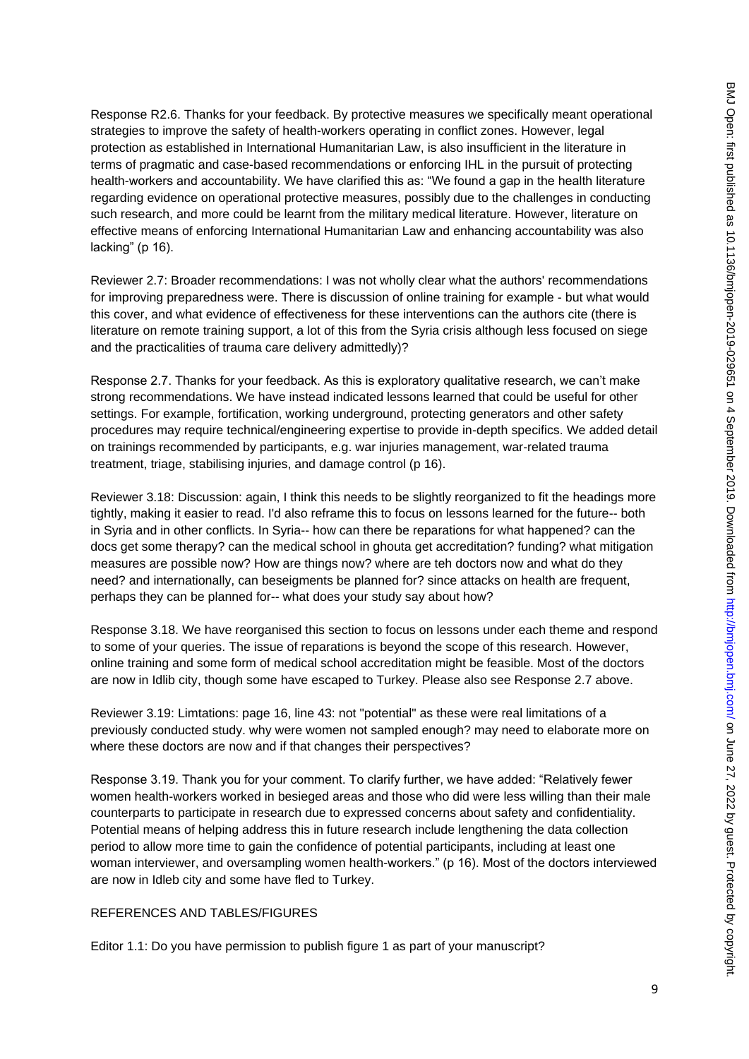Response R2.6. Thanks for your feedback. By protective measures we specifically meant operational strategies to improve the safety of health-workers operating in conflict zones. However, legal protection as established in International Humanitarian Law, is also insufficient in the literature in terms of pragmatic and case-based recommendations or enforcing IHL in the pursuit of protecting health-workers and accountability. We have clarified this as: "We found a gap in the health literature regarding evidence on operational protective measures, possibly due to the challenges in conducting such research, and more could be learnt from the military medical literature. However, literature on effective means of enforcing International Humanitarian Law and enhancing accountability was also lacking" (p 16).

Reviewer 2.7: Broader recommendations: I was not wholly clear what the authors' recommendations for improving preparedness were. There is discussion of online training for example - but what would this cover, and what evidence of effectiveness for these interventions can the authors cite (there is literature on remote training support, a lot of this from the Syria crisis although less focused on siege and the practicalities of trauma care delivery admittedly)?

Response 2.7. Thanks for your feedback. As this is exploratory qualitative research, we can't make strong recommendations. We have instead indicated lessons learned that could be useful for other settings. For example, fortification, working underground, protecting generators and other safety procedures may require technical/engineering expertise to provide in-depth specifics. We added detail on trainings recommended by participants, e.g. war injuries management, war-related trauma treatment, triage, stabilising injuries, and damage control (p 16).

Reviewer 3.18: Discussion: again, I think this needs to be slightly reorganized to fit the headings more tightly, making it easier to read. I'd also reframe this to focus on lessons learned for the future-- both in Syria and in other conflicts. In Syria-- how can there be reparations for what happened? can the docs get some therapy? can the medical school in ghouta get accreditation? funding? what mitigation measures are possible now? How are things now? where are teh doctors now and what do they need? and internationally, can beseigments be planned for? since attacks on health are frequent, perhaps they can be planned for-- what does your study say about how?

Response 3.18. We have reorganised this section to focus on lessons under each theme and respond to some of your queries. The issue of reparations is beyond the scope of this research. However, online training and some form of medical school accreditation might be feasible. Most of the doctors are now in Idlib city, though some have escaped to Turkey. Please also see Response 2.7 above.

Reviewer 3.19: Limtations: page 16, line 43: not "potential" as these were real limitations of a previously conducted study. why were women not sampled enough? may need to elaborate more on where these doctors are now and if that changes their perspectives?

Response 3.19. Thank you for your comment. To clarify further, we have added: "Relatively fewer women health-workers worked in besieged areas and those who did were less willing than their male counterparts to participate in research due to expressed concerns about safety and confidentiality. Potential means of helping address this in future research include lengthening the data collection period to allow more time to gain the confidence of potential participants, including at least one woman interviewer, and oversampling women health-workers." (p 16). Most of the doctors interviewed are now in Idleb city and some have fled to Turkey.

REFERENCES AND TABLES/FIGURES

Editor 1.1: Do you have permission to publish figure 1 as part of your manuscript?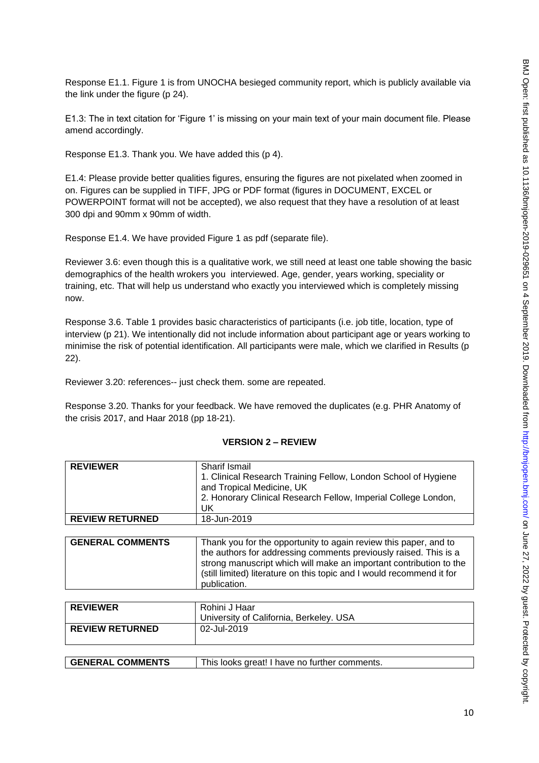Response E1.1. Figure 1 is from UNOCHA besieged community report, which is publicly available via the link under the figure (p 24).

E1.3: The in text citation for 'Figure 1' is missing on your main text of your main document file. Please amend accordingly.

Response E1.3. Thank you. We have added this (p 4).

E1.4: Please provide better qualities figures, ensuring the figures are not pixelated when zoomed in on. Figures can be supplied in TIFF, JPG or PDF format (figures in DOCUMENT, EXCEL or POWERPOINT format will not be accepted), we also request that they have a resolution of at least 300 dpi and 90mm x 90mm of width.

Response E1.4. We have provided Figure 1 as pdf (separate file).

Reviewer 3.6: even though this is a qualitative work, we still need at least one table showing the basic demographics of the health wrokers you interviewed. Age, gender, years working, speciality or training, etc. That will help us understand who exactly you interviewed which is completely missing now.

Response 3.6. Table 1 provides basic characteristics of participants (i.e. job title, location, type of interview (p 21). We intentionally did not include information about participant age or years working to minimise the risk of potential identification. All participants were male, which we clarified in Results (p 22).

Reviewer 3.20: references-- just check them. some are repeated.

Response 3.20. Thanks for your feedback. We have removed the duplicates (e.g. PHR Anatomy of the crisis 2017, and Haar 2018 (pp 18-21).

## VERSION 2 – REVIEW

| | |
|---|---|
| **REVIEWER** | Sharif Ismail<br>1. Clinical Research Training Fellow, London School of Hygiene and Tropical Medicine, UK<br>2. Honorary Clinical Research Fellow, Imperial College London, UK |
| **REVIEW RETURNED** | 18-Jun-2019 |

| | |
|---|---|
| **GENERAL COMMENTS** | Thank you for the opportunity to again review this paper, and to the authors for addressing comments previously raised. This is a strong manuscript which will make an important contribution to the (still limited) literature on this topic and I would recommend it for publication. |

| | |
|---|---|
| **REVIEWER** | Rohini J Haar<br>University of California, Berkeley. USA |
| **REVIEW RETURNED** | 02-Jul-2019 |

| | |
|---|---|
| **GENERAL COMMENTS** | This looks great! I have no further comments. |